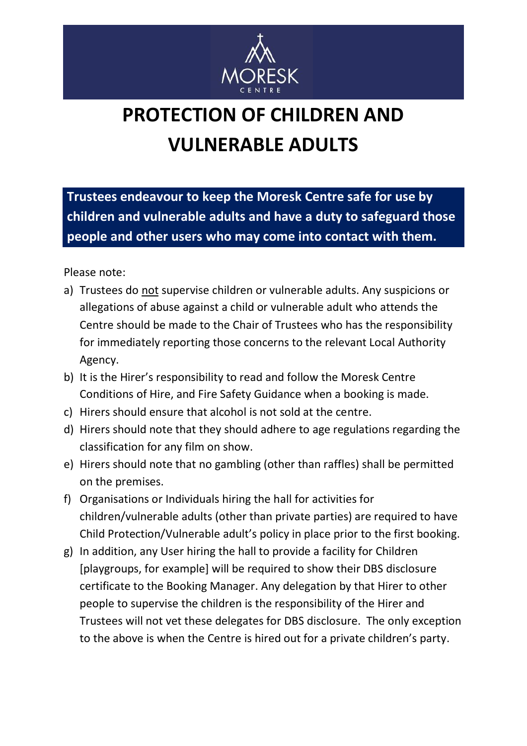MORESK CENTRE

# PROTECTION OF CHILDREN AND VULNERABLE ADULTS

**Trustees endeavour to keep the Moresk Centre safe for use by children and vulnerable adults and have a duty to safeguard those people and other users who may come into contact with them.**

Please note:

a) Trustees do not supervise children or vulnerable adults. Any suspicions or allegations of abuse against a child or vulnerable adult who attends the Centre should be made to the Chair of Trustees who has the responsibility for immediately reporting those concerns to the relevant Local Authority Agency.

b) It is the Hirer's responsibility to read and follow the Moresk Centre Conditions of Hire, and Fire Safety Guidance when a booking is made.

c) Hirers should ensure that alcohol is not sold at the centre.

d) Hirers should note that they should adhere to age regulations regarding the classification for any film on show.

e) Hirers should note that no gambling (other than raffles) shall be permitted on the premises.

f) Organisations or Individuals hiring the hall for activities for children/vulnerable adults (other than private parties) are required to have Child Protection/Vulnerable adult's policy in place prior to the first booking.

g) In addition, any User hiring the hall to provide a facility for Children [playgroups, for example] will be required to show their DBS disclosure certificate to the Booking Manager. Any delegation by that Hirer to other people to supervise the children is the responsibility of the Hirer and Trustees will not vet these delegates for DBS disclosure. The only exception to the above is when the Centre is hired out for a private children's party.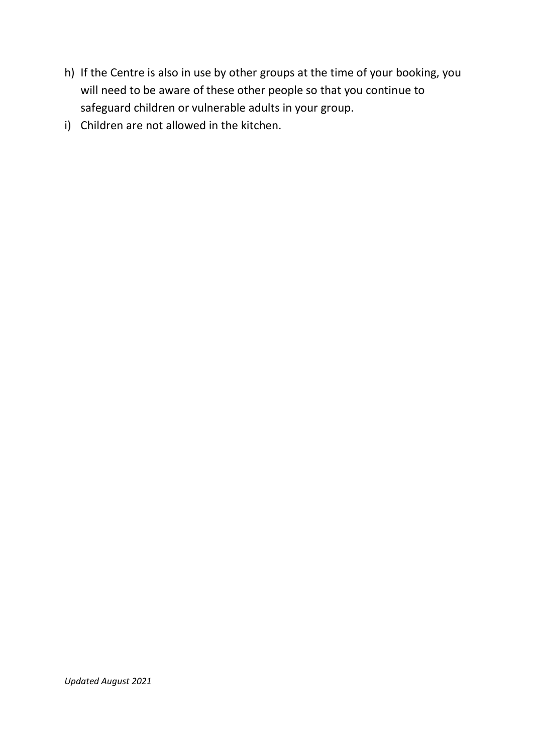h) If the Centre is also in use by other groups at the time of your booking, you will need to be aware of these other people so that you continue to safeguard children or vulnerable adults in your group.
i) Children are not allowed in the kitchen.

*Updated August 2021*